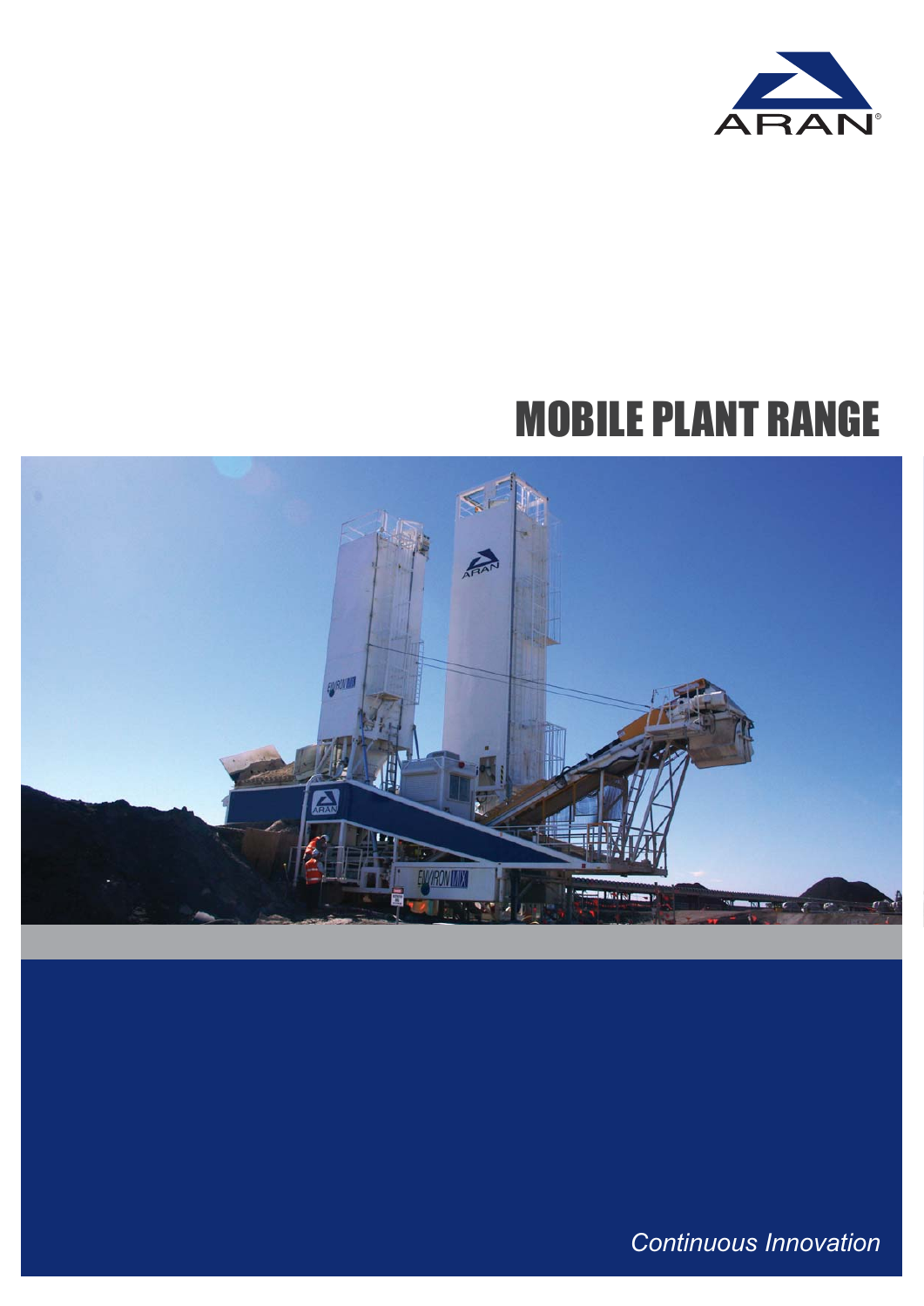ARAN®

# MOBILE PLANT RANGE

*Continuous Innovation*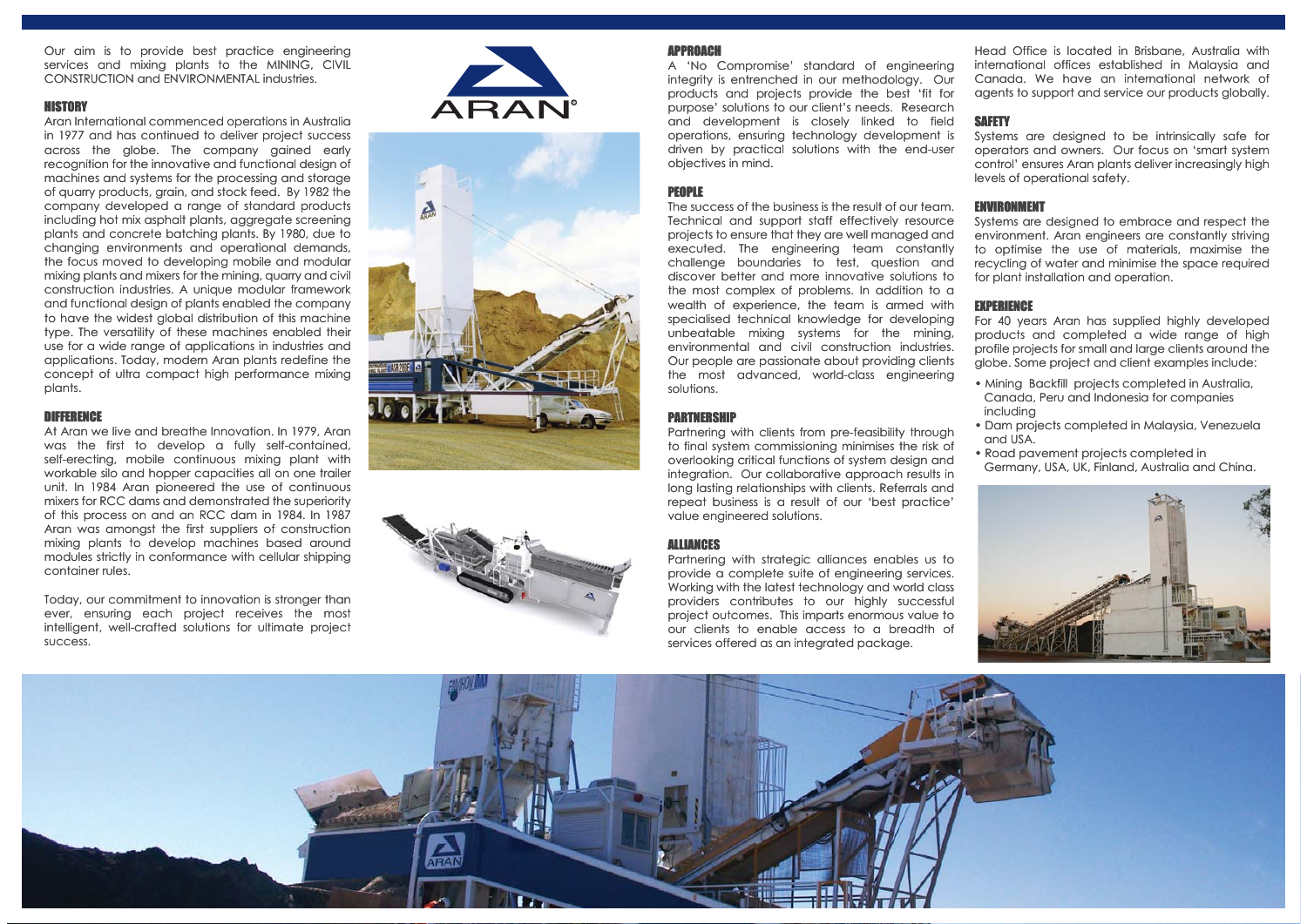Our aim is to provide best practice engineering services and mixing plants to the MINING, CIVIL CONSTRUCTION and ENVIRONMENTAL industries.

## HISTORY

Aran International commenced operations in Australia in 1977 and has continued to deliver project success across the globe. The company gained early recognition for the innovative and functional design of machines and systems for the processing and storage of quarry products, grain, and stock feed. By 1982 the company developed a range of standard products including hot mix asphalt plants, aggregate screening plants and concrete batching plants. By 1980, due to changing environments and operational demands, the focus moved to developing mobile and modular mixing plants and mixers for the mining, quarry and civil construction industries. A unique modular framework and functional design of plants enabled the company to have the widest global distribution of this machine type. The versatility of these machines enabled their use for a wide range of applications in industries and applications. Today, modern Aran plants redefine the concept of ultra compact high performance mixing plants.

## DIFFERENCE

At Aran we live and breathe Innovation. In 1979, Aran was the first to develop a fully self-contained, self-erecting, mobile continuous mixing plant with workable silo and hopper capacities all on one trailer unit. In 1984 Aran pioneered the use of continuous mixers for RCC dams and demonstrated the superiority of this process on and an RCC dam in 1984. In 1987 Aran was amongst the first suppliers of construction mixing plants to develop machines based around modules strictly in conformance with cellular shipping container rules.

Today, our commitment to innovation is stronger than ever, ensuring each project receives the most intelligent, well-crafted solutions for ultimate project success.

## APPROACH

A 'No Compromise' standard of engineering integrity is entrenched in our methodology. Our products and projects provide the best 'fit for purpose' solutions to our client's needs. Research and development is closely linked to field operations, ensuring technology development is driven by practical solutions with the end-user objectives in mind.

## PEOPLE

The success of the business is the result of our team. Technical and support staff effectively resource projects to ensure that they are well managed and executed. The engineering team constantly challenge boundaries to test, question and discover better and more innovative solutions to the most complex of problems. In addition to a wealth of experience, the team is armed with specialised technical knowledge for developing unbeatable mixing systems for the mining, environmental and civil construction industries. Our people are passionate about providing clients the most advanced, world-class engineering solutions.

## PARTNERSHIP

Partnering with clients from pre-feasibility through to final system commissioning minimises the risk of overlooking critical functions of system design and integration. Our collaborative approach results in long lasting relationships with clients. Referrals and repeat business is a result of our 'best practice' value engineered solutions.

## ALLIANCES

Partnering with strategic alliances enables us to provide a complete suite of engineering services. Working with the latest technology and world class providers contributes to our highly successful project outcomes. This imparts enormous value to our clients to enable access to a breadth of services offered as an integrated package.

Head Office is located in Brisbane, Australia with international offices established in Malaysia and Canada. We have an international network of agents to support and service our products globally.

## SAFETY

Systems are designed to be intrinsically safe for operators and owners. Our focus on 'smart system control' ensures Aran plants deliver increasingly high levels of operational safety.

## ENVIRONMENT

Systems are designed to embrace and respect the environment. Aran engineers are constantly striving to optimise the use of materials, maximise the recycling of water and minimise the space required for plant installation and operation.

## EXPERIENCE

For 40 years Aran has supplied highly developed products and completed a wide range of high profile projects for small and large clients around the globe. Some project and client examples include:

- Mining Backfill projects completed in Australia, Canada, Peru and Indonesia for companies including
- Dam projects completed in Malaysia, Venezuela and USA.
- Road pavement projects completed in Germany, USA, UK, Finland, Australia and China.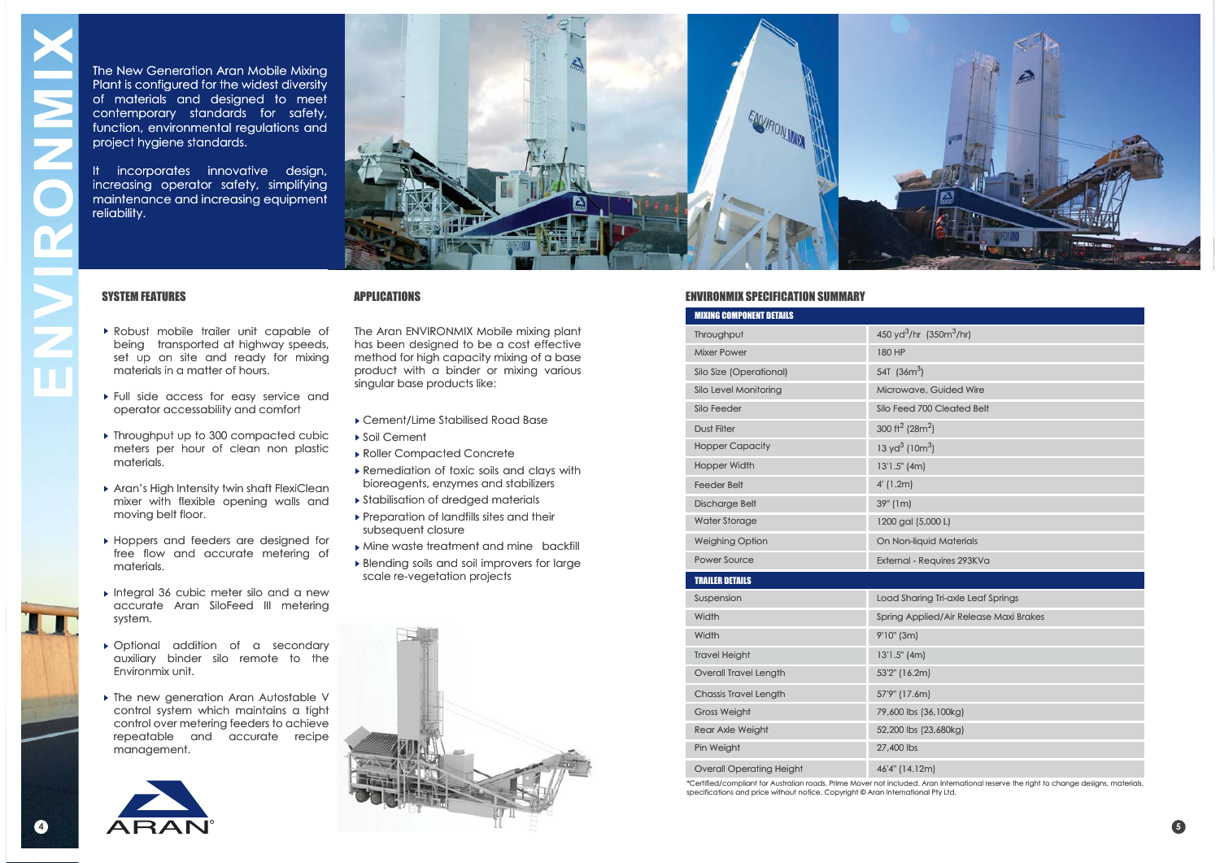# ENVIRONMIX

The New Generation Aran Mobile Mixing Plant is configured for the widest diversity of materials and designed to meet contemporary standards for safety, function, environmental regulations and project hygiene standards.

It incorporates innovative design, increasing operator safety, simplifying maintenance and increasing equipment reliability.

## SYSTEM FEATURES

- Robust mobile trailer unit capable of being transported at highway speeds, set up on site and ready for mixing materials in a matter of hours.
- Full side access for easy service and operator accessability and comfort
- Throughput up to 300 compacted cubic meters per hour of clean non plastic materials.
- Aran's High Intensity twin shaft FlexiClean mixer with flexible opening walls and moving belt floor.
- Hoppers and feeders are designed for free flow and accurate metering of materials.
- Integral 36 cubic meter silo and a new accurate Aran SiloFeed III metering system.
- Optional addition of a secondary auxiliary binder silo remote to the Environmix unit.
- The new generation Aran Autostable V control system which maintains a tight control over metering feeders to achieve repeatable and accurate recipe management.

## APPLICATIONS

The Aran ENVIRONMIX Mobile mixing plant has been designed to be a cost effective method for high capacity mixing of a base product with a binder or mixing various singular base products like:

- Cement/Lime Stabilised Road Base
- Soil Cement
- Roller Compacted Concrete
- Remediation of toxic soils and clays with bioreagents, enzymes and stabilizers
- Stabilisation of dredged materials
- Preparation of landfills sites and their subsequent closure
- Mine waste treatment and mine backfill
- Blending soils and soil improvers for large scale re-vegetation projects

## ENVIRONMIX SPECIFICATION SUMMARY

| MIXING COMPONENT DETAILS | |
|---|---|
| Throughput | 450 $yd^3$/hr (350$m^3$/hr) |
| Mixer Power | 180 HP |
| Silo Size (Operational) | 54T (36$m^3$) |
| Silo Level Monitoring | Microwave, Guided Wire |
| Silo Feeder | Silo Feed 700 Cleated Belt |
| Dust Filter | 300 $ft^2$ (28$m^2$) |
| Hopper Capacity | 13 $yd^3$ (10$m^3$) |
| Hopper Width | 13'1.5" (4m) |
| Feeder Belt | 4' (1.2m) |
| Discharge Belt | 39" (1m) |
| Water Storage | 1200 gal (5,000 L) |
| Weighing Option | On Non-liquid Materials |
| Power Source | External - Requires 293KVa |
| **TRAILER DETAILS** | |
| Suspension | Load Sharing Tri-axle Leaf Springs |
| Width | Spring Applied/Air Release Maxi Brakes |
| Width | 9'10" (3m) |
| Travel Height | 13'1.5" (4m) |
| Overall Travel Length | 53'2" (16.2m) |
| Chassis Travel Length | 57'9" (17.6m) |
| Gross Weight | 79,600 lbs (36,100kg) |
| Rear Axle Weight | 52,200 lbs (23,680kg) |
| Pin Weight | 27,400 lbs |
| Overall Operating Height | 46'4" (14.12m) |

*Certified/compliant for Australian roads. Prime Mover not included. Aran International reserve the right to change designs, materials, specifications and price without notice. Copyright © Aran International Pty Ltd.

ARAN®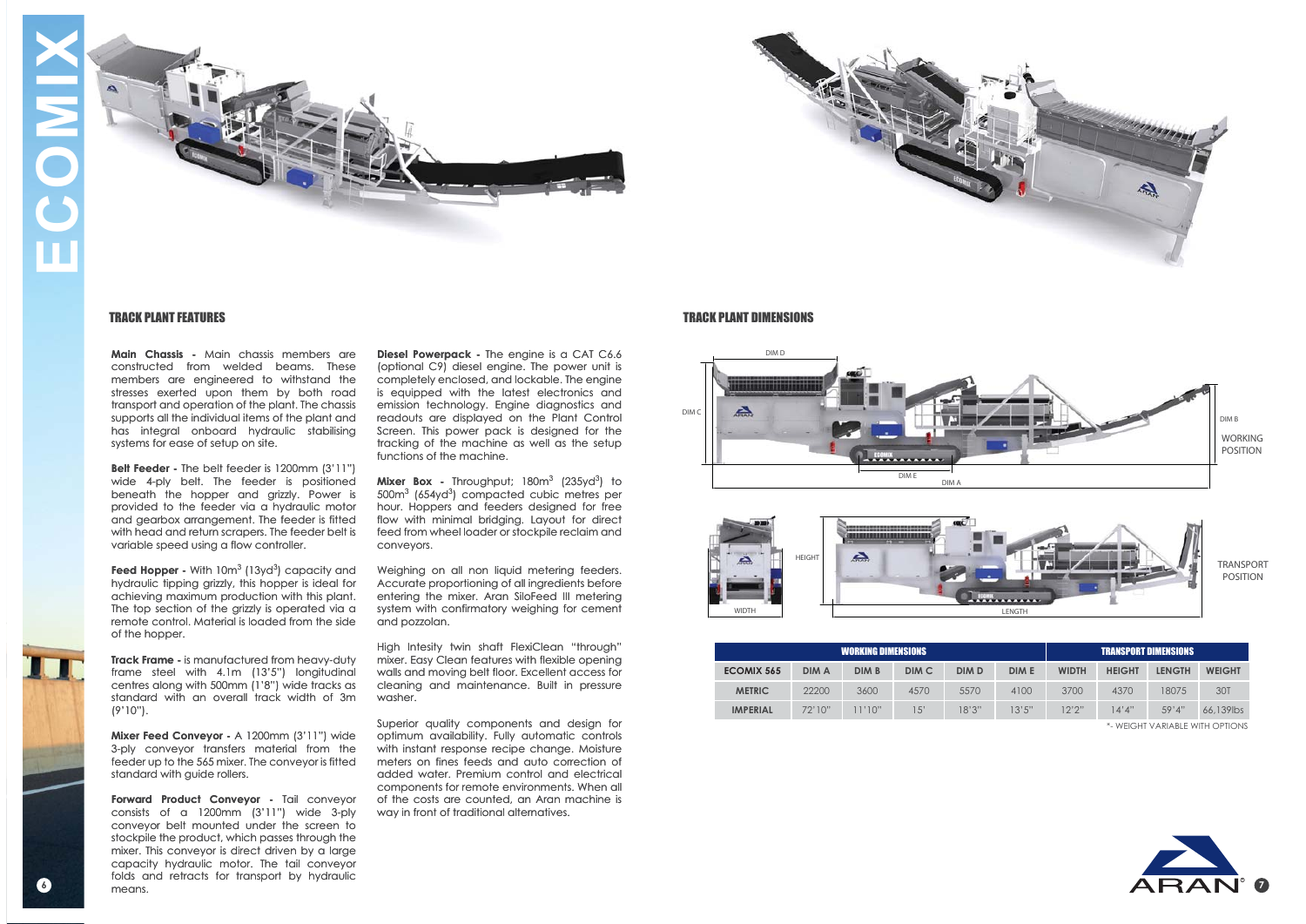# ECOMIX

## TRACK PLANT FEATURES

**Main Chassis -** Main chassis members are constructed from welded beams. These members are engineered to withstand the stresses exerted upon them by both road transport and operation of the plant. The chassis supports all the individual items of the plant and has integral onboard hydraulic stabilising systems for ease of setup on site.

**Belt Feeder -** The belt feeder is 1200mm (3'11") wide 4-ply belt. The feeder is positioned beneath the hopper and grizzly. Power is provided to the feeder via a hydraulic motor and gearbox arrangement. The feeder is fitted with head and return scrapers. The feeder belt is variable speed using a flow controller.

**Feed Hopper -** With 10m$^3$ (13yd$^3$) capacity and hydraulic tipping grizzly, this hopper is ideal for achieving maximum production with this plant. The top section of the grizzly is operated via a remote control. Material is loaded from the side of the hopper.

**Track Frame -** is manufactured from heavy-duty frame steel with 4.1m (13'5") longitudinal centres along with 500mm (1'8") wide tracks as standard with an overall track width of 3m (9'10").

**Mixer Feed Conveyor -** A 1200mm (3'11") wide 3-ply conveyor transfers material from the feeder up to the 565 mixer. The conveyor is fitted standard with guide rollers.

**Forward Product Conveyor -** Tail conveyor consists of a 1200mm (3'11") wide 3-ply conveyor belt mounted under the screen to stockpile the product, which passes through the mixer. This conveyor is direct driven by a large capacity hydraulic motor. The tail conveyor folds and retracts for transport by hydraulic means.

**Diesel Powerpack -** The engine is a CAT C6.6 (optional C9) diesel engine. The power unit is completely enclosed, and lockable. The engine is equipped with the latest electronics and emission technology. Engine diagnostics and readouts are displayed on the Plant Control Screen. This power pack is designed for the tracking of the machine as well as the setup functions of the machine.

**Mixer Box -** Throughput; 180m$^3$ (235yd$^3$) to 500m$^3$ (654yd$^3$) compacted cubic metres per hour. Hoppers and feeders designed for free flow with minimal bridging. Layout for direct feed from wheel loader or stockpile reclaim and conveyors.

Weighing on all non liquid metering feeders. Accurate proportioning of all ingredients before entering the mixer. Aran SiloFeed III metering system with confirmatory weighing for cement and pozzolan.

High Intesity twin shaft FlexiClean "through" mixer. Easy Clean features with flexible opening walls and moving belt floor. Excellent access for cleaning and maintenance. Built in pressure washer.

Superior quality components and design for optimum availability. Fully automatic controls with instant response recipe change. Moisture meters on fines feeds and auto correction of added water. Premium control and electrical components for remote environments. When all of the costs are counted, an Aran machine is way in front of traditional alternatives.

## TRACK PLANT DIMENSIONS

DIM D, DIM C, DIM E, DIM A, DIM B — WORKING POSITION

HEIGHT, WIDTH, LENGTH — TRANSPORT POSITION

| | WORKING DIMENSIONS | | | | | TRANSPORT DIMENSIONS | | | |
|---|---|---|---|---|---|---|---|---|---|
| **ECOMIX 565** | **DIM A** | **DIM B** | **DIM C** | **DIM D** | **DIM E** | **WIDTH** | **HEIGHT** | **LENGTH** | **WEIGHT** |
| **METRIC** | 22200 | 3600 | 4570 | 5570 | 4100 | 3700 | 4370 | 18075 | 30T |
| **IMPERIAL** | 72'10" | 11'10" | 15' | 18'3" | 13'5" | 12'2" | 14'4" | 59'4" | 66,139lbs |

*- WEIGHT VARIABLE WITH OPTIONS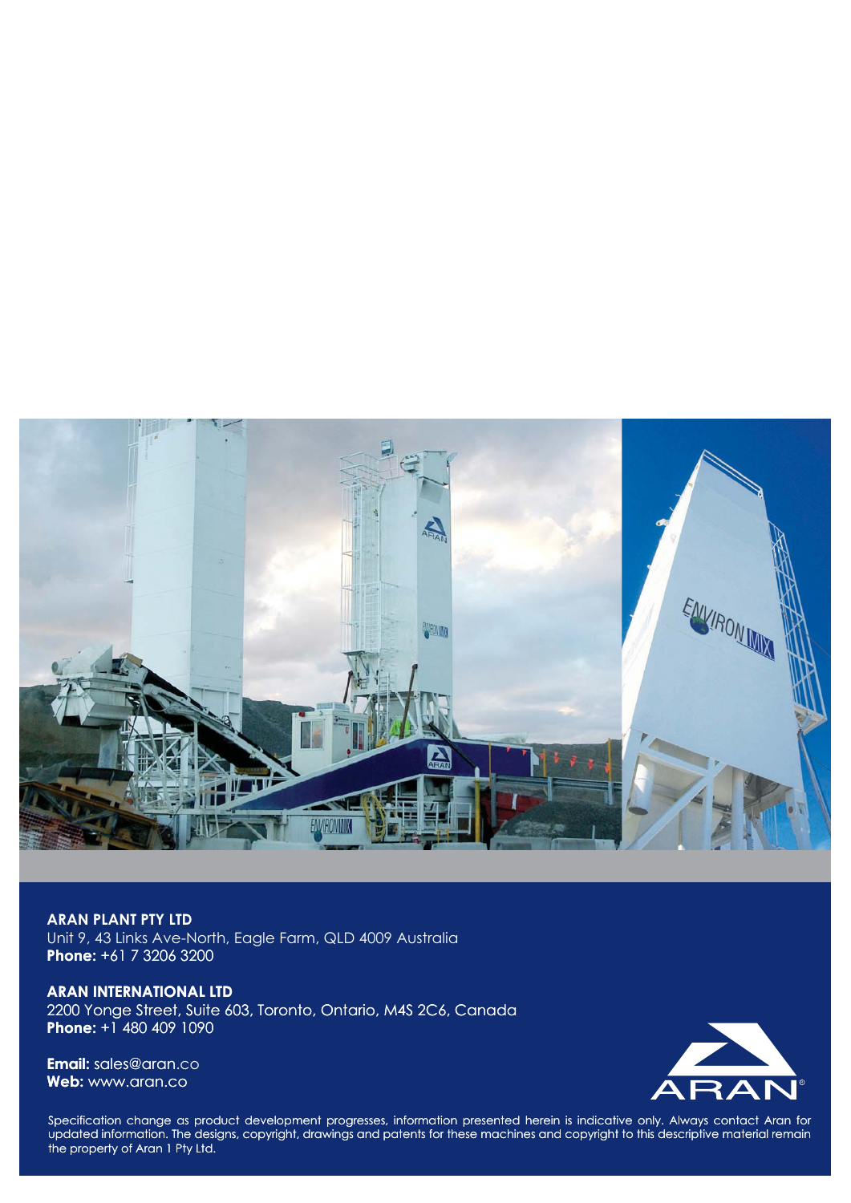**ARAN PLANT PTY LTD**
Unit 9, 43 Links Ave-North, Eagle Farm, QLD 4009 Australia
**Phone:** +61 7 3206 3200

**ARAN INTERNATIONAL LTD**
2200 Yonge Street, Suite 603, Toronto, Ontario, M4S 2C6, Canada
**Phone:** +1 480 409 1090

**Email:** sales@aran.co
**Web:** www.aran.co

Specification change as product development progresses, information presented herein is indicative only. Always contact Aran for updated information. The designs, copyright, drawings and patents for these machines and copyright to this descriptive material remain the property of Aran 1 Pty Ltd.